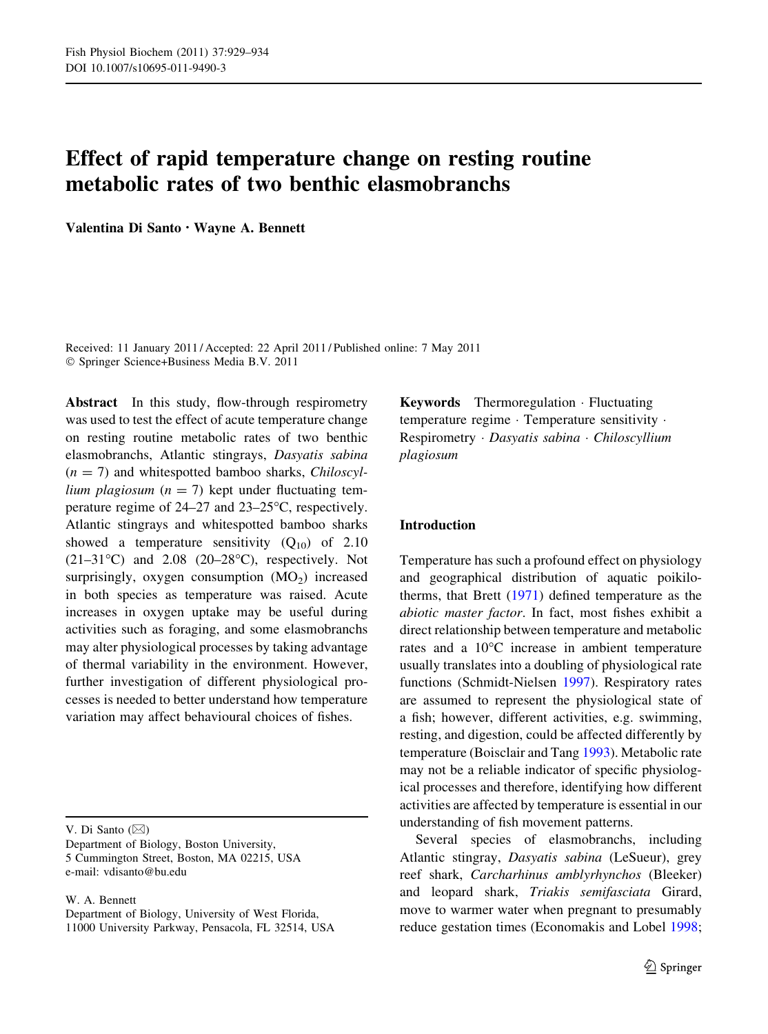# Effect of rapid temperature change on resting routine metabolic rates of two benthic elasmobranchs

**Valentina Di Santo · Wayne A. Bennett**

Received: 11 January 2011 / Accepted: 22 April 2011 / Published online: 7 May 2011
© Springer Science+Business Media B.V. 2011

**Abstract** In this study, flow-through respirometry was used to test the effect of acute temperature change on resting routine metabolic rates of two benthic elasmobranchs, Atlantic stingrays, *Dasyatis sabina* ($n = 7$) and whitespotted bamboo sharks, *Chiloscyllium plagiosum* ($n = 7$) kept under fluctuating temperature regime of 24–27 and 23–25°C, respectively. Atlantic stingrays and whitespotted bamboo sharks showed a temperature sensitivity ($Q_{10}$) of 2.10 (21–31°C) and 2.08 (20–28°C), respectively. Not surprisingly, oxygen consumption ($MO_2$) increased in both species as temperature was raised. Acute increases in oxygen uptake may be useful during activities such as foraging, and some elasmobranchs may alter physiological processes by taking advantage of thermal variability in the environment. However, further investigation of different physiological processes is needed to better understand how temperature variation may affect behavioural choices of fishes.

**Keywords** Thermoregulation · Fluctuating temperature regime · Temperature sensitivity · Respirometry · *Dasyatis sabina* · *Chiloscyllium plagiosum*

V. Di Santo (✉)
Department of Biology, Boston University,
5 Cummington Street, Boston, MA 02215, USA
e-mail: vdisanto@bu.edu

W. A. Bennett
Department of Biology, University of West Florida,
11000 University Parkway, Pensacola, FL 32514, USA

## Introduction

Temperature has such a profound effect on physiology and geographical distribution of aquatic poikilotherms, that Brett (1971) defined temperature as the *abiotic master factor*. In fact, most fishes exhibit a direct relationship between temperature and metabolic rates and a 10°C increase in ambient temperature usually translates into a doubling of physiological rate functions (Schmidt-Nielsen 1997). Respiratory rates are assumed to represent the physiological state of a fish; however, different activities, e.g. swimming, resting, and digestion, could be affected differently by temperature (Boisclair and Tang 1993). Metabolic rate may not be a reliable indicator of specific physiological processes and therefore, identifying how different activities are affected by temperature is essential in our understanding of fish movement patterns.

Several species of elasmobranchs, including Atlantic stingray, *Dasyatis sabina* (LeSueur), grey reef shark, *Carcharhinus amblyrhynchos* (Bleeker) and leopard shark, *Triakis semifasciata* Girard, move to warmer water when pregnant to presumably reduce gestation times (Economakis and Lobel 1998;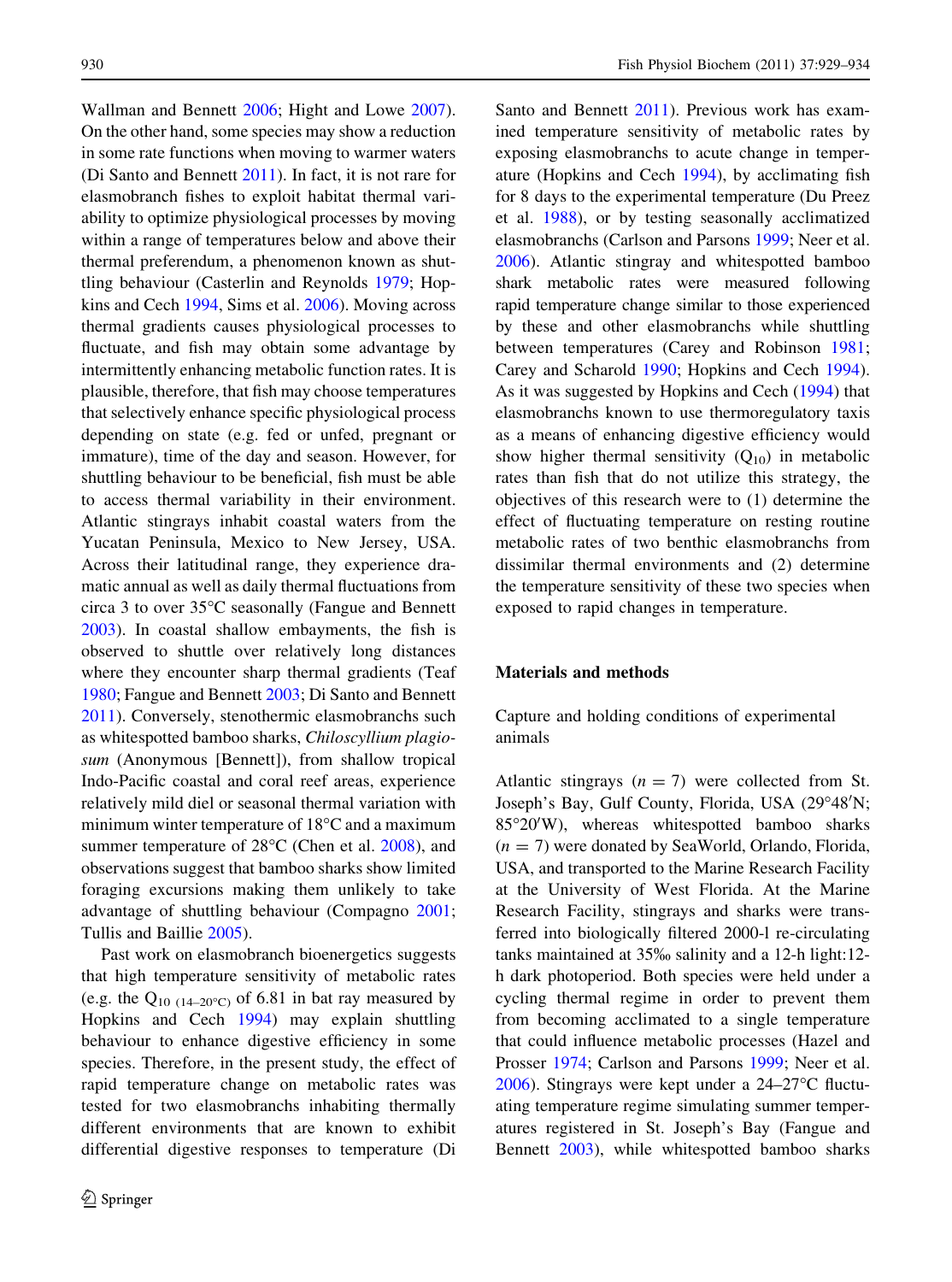Wallman and Bennett 2006; Hight and Lowe 2007). On the other hand, some species may show a reduction in some rate functions when moving to warmer waters (Di Santo and Bennett 2011). In fact, it is not rare for elasmobranch fishes to exploit habitat thermal variability to optimize physiological processes by moving within a range of temperatures below and above their thermal preferendum, a phenomenon known as shuttling behaviour (Casterlin and Reynolds 1979; Hopkins and Cech 1994, Sims et al. 2006). Moving across thermal gradients causes physiological processes to fluctuate, and fish may obtain some advantage by intermittently enhancing metabolic function rates. It is plausible, therefore, that fish may choose temperatures that selectively enhance specific physiological process depending on state (e.g. fed or unfed, pregnant or immature), time of the day and season. However, for shuttling behaviour to be beneficial, fish must be able to access thermal variability in their environment. Atlantic stingrays inhabit coastal waters from the Yucatan Peninsula, Mexico to New Jersey, USA. Across their latitudinal range, they experience dramatic annual as well as daily thermal fluctuations from circa 3 to over 35°C seasonally (Fangue and Bennett 2003). In coastal shallow embayments, the fish is observed to shuttle over relatively long distances where they encounter sharp thermal gradients (Teaf 1980; Fangue and Bennett 2003; Di Santo and Bennett 2011). Conversely, stenothermic elasmobranchs such as whitespotted bamboo sharks, *Chiloscyllium plagiosum* (Anonymous [Bennett]), from shallow tropical Indo-Pacific coastal and coral reef areas, experience relatively mild diel or seasonal thermal variation with minimum winter temperature of 18°C and a maximum summer temperature of 28°C (Chen et al. 2008), and observations suggest that bamboo sharks show limited foraging excursions making them unlikely to take advantage of shuttling behaviour (Compagno 2001; Tullis and Baillie 2005).

Past work on elasmobranch bioenergetics suggests that high temperature sensitivity of metabolic rates (e.g. the $Q_{10\ (14\text{–}20°C)}$ of 6.81 in bat ray measured by Hopkins and Cech 1994) may explain shuttling behaviour to enhance digestive efficiency in some species. Therefore, in the present study, the effect of rapid temperature change on metabolic rates was tested for two elasmobranchs inhabiting thermally different environments that are known to exhibit differential digestive responses to temperature (Di Santo and Bennett 2011). Previous work has examined temperature sensitivity of metabolic rates by exposing elasmobranchs to acute change in temperature (Hopkins and Cech 1994), by acclimating fish for 8 days to the experimental temperature (Du Preez et al. 1988), or by testing seasonally acclimatized elasmobranchs (Carlson and Parsons 1999; Neer et al. 2006). Atlantic stingray and whitespotted bamboo shark metabolic rates were measured following rapid temperature change similar to those experienced by these and other elasmobranchs while shuttling between temperatures (Carey and Robinson 1981; Carey and Scharold 1990; Hopkins and Cech 1994). As it was suggested by Hopkins and Cech (1994) that elasmobranchs known to use thermoregulatory taxis as a means of enhancing digestive efficiency would show higher thermal sensitivity ($Q_{10}$) in metabolic rates than fish that do not utilize this strategy, the objectives of this research were to (1) determine the effect of fluctuating temperature on resting routine metabolic rates of two benthic elasmobranchs from dissimilar thermal environments and (2) determine the temperature sensitivity of these two species when exposed to rapid changes in temperature.

## Materials and methods

### Capture and holding conditions of experimental animals

Atlantic stingrays ($n = 7$) were collected from St. Joseph's Bay, Gulf County, Florida, USA (29°48′N; 85°20′W), whereas whitespotted bamboo sharks ($n = 7$) were donated by SeaWorld, Orlando, Florida, USA, and transported to the Marine Research Facility at the University of West Florida. At the Marine Research Facility, stingrays and sharks were transferred into biologically filtered 2000-l re-circulating tanks maintained at 35‰ salinity and a 12-h light:12-h dark photoperiod. Both species were held under a cycling thermal regime in order to prevent them from becoming acclimated to a single temperature that could influence metabolic processes (Hazel and Prosser 1974; Carlson and Parsons 1999; Neer et al. 2006). Stingrays were kept under a 24–27°C fluctuating temperature regime simulating summer temperatures registered in St. Joseph's Bay (Fangue and Bennett 2003), while whitespotted bamboo sharks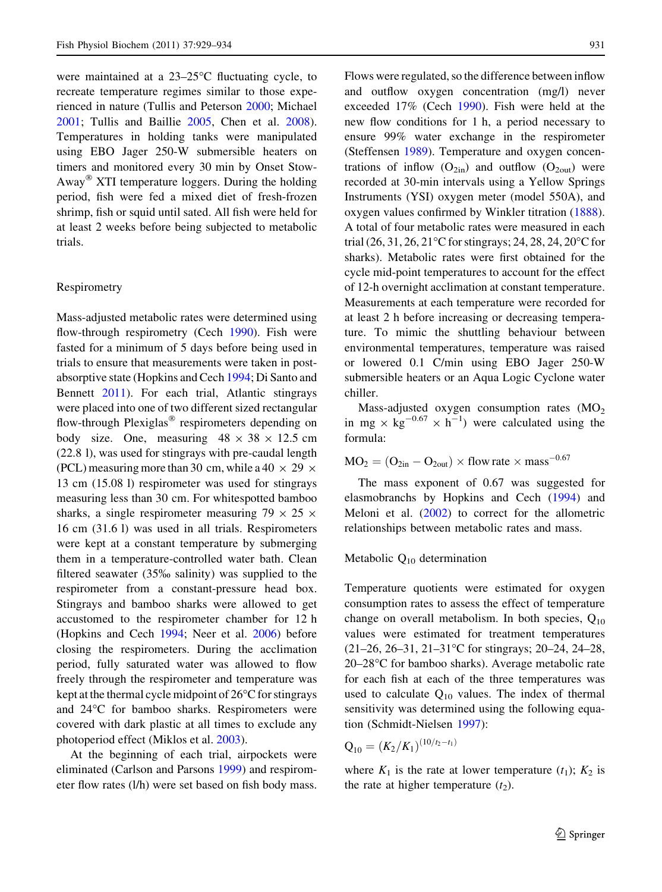were maintained at a 23–25°C fluctuating cycle, to recreate temperature regimes similar to those experienced in nature (Tullis and Peterson 2000; Michael 2001; Tullis and Baillie 2005, Chen et al. 2008). Temperatures in holding tanks were manipulated using EBO Jager 250-W submersible heaters on timers and monitored every 30 min by Onset Stow-Away® XTI temperature loggers. During the holding period, fish were fed a mixed diet of fresh-frozen shrimp, fish or squid until sated. All fish were held for at least 2 weeks before being subjected to metabolic trials.

### Respirometry

Mass-adjusted metabolic rates were determined using flow-through respirometry (Cech 1990). Fish were fasted for a minimum of 5 days before being used in trials to ensure that measurements were taken in post-absorptive state (Hopkins and Cech 1994; Di Santo and Bennett 2011). For each trial, Atlantic stingrays were placed into one of two different sized rectangular flow-through Plexiglas® respirometers depending on body size. One, measuring 48 × 38 × 12.5 cm (22.8 l), was used for stingrays with pre-caudal length (PCL) measuring more than 30 cm, while a 40 × 29 × 13 cm (15.08 l) respirometer was used for stingrays measuring less than 30 cm. For whitespotted bamboo sharks, a single respirometer measuring 79 × 25 × 16 cm (31.6 l) was used in all trials. Respirometers were kept at a constant temperature by submerging them in a temperature-controlled water bath. Clean filtered seawater (35‰ salinity) was supplied to the respirometer from a constant-pressure head box. Stingrays and bamboo sharks were allowed to get accustomed to the respirometer chamber for 12 h (Hopkins and Cech 1994; Neer et al. 2006) before closing the respirometers. During the acclimation period, fully saturated water was allowed to flow freely through the respirometer and temperature was kept at the thermal cycle midpoint of 26°C for stingrays and 24°C for bamboo sharks. Respirometers were covered with dark plastic at all times to exclude any photoperiod effect (Miklos et al. 2003).

At the beginning of each trial, airpockets were eliminated (Carlson and Parsons 1999) and respirometer flow rates (l/h) were set based on fish body mass. Flows were regulated, so the difference between inflow and outflow oxygen concentration (mg/l) never exceeded 17% (Cech 1990). Fish were held at the new flow conditions for 1 h, a period necessary to ensure 99% water exchange in the respirometer (Steffensen 1989). Temperature and oxygen concentrations of inflow ($O_{2in}$) and outflow ($O_{2out}$) were recorded at 30-min intervals using a Yellow Springs Instruments (YSI) oxygen meter (model 550A), and oxygen values confirmed by Winkler titration (1888). A total of four metabolic rates were measured in each trial (26, 31, 26, 21°C for stingrays; 24, 28, 24, 20°C for sharks). Metabolic rates were first obtained for the cycle mid-point temperatures to account for the effect of 12-h overnight acclimation at constant temperature. Measurements at each temperature were recorded for at least 2 h before increasing or decreasing temperature. To mimic the shuttling behaviour between environmental temperatures, temperature was raised or lowered 0.1 C/min using EBO Jager 250-W submersible heaters or an Aqua Logic Cyclone water chiller.

Mass-adjusted oxygen consumption rates ($MO_2$ in mg × $kg^{-0.67}$ × $h^{-1}$) were calculated using the formula:

$$MO_2 = (O_{2in} - O_{2out}) \times \text{flow rate} \times \text{mass}^{-0.67}$$

The mass exponent of 0.67 was suggested for elasmobranchs by Hopkins and Cech (1994) and Meloni et al. (2002) to correct for the allometric relationships between metabolic rates and mass.

### Metabolic $Q_{10}$ determination

Temperature quotients were estimated for oxygen consumption rates to assess the effect of temperature change on overall metabolism. In both species, $Q_{10}$ values were estimated for treatment temperatures (21–26, 26–31, 21–31°C for stingrays; 20–24, 24–28, 20–28°C for bamboo sharks). Average metabolic rate for each fish at each of the three temperatures was used to calculate $Q_{10}$ values. The index of thermal sensitivity was determined using the following equation (Schmidt-Nielsen 1997):

$$Q_{10} = (K_2/K_1)^{(10/t_2 - t_1)}$$

where $K_1$ is the rate at lower temperature ($t_1$); $K_2$ is the rate at higher temperature ($t_2$).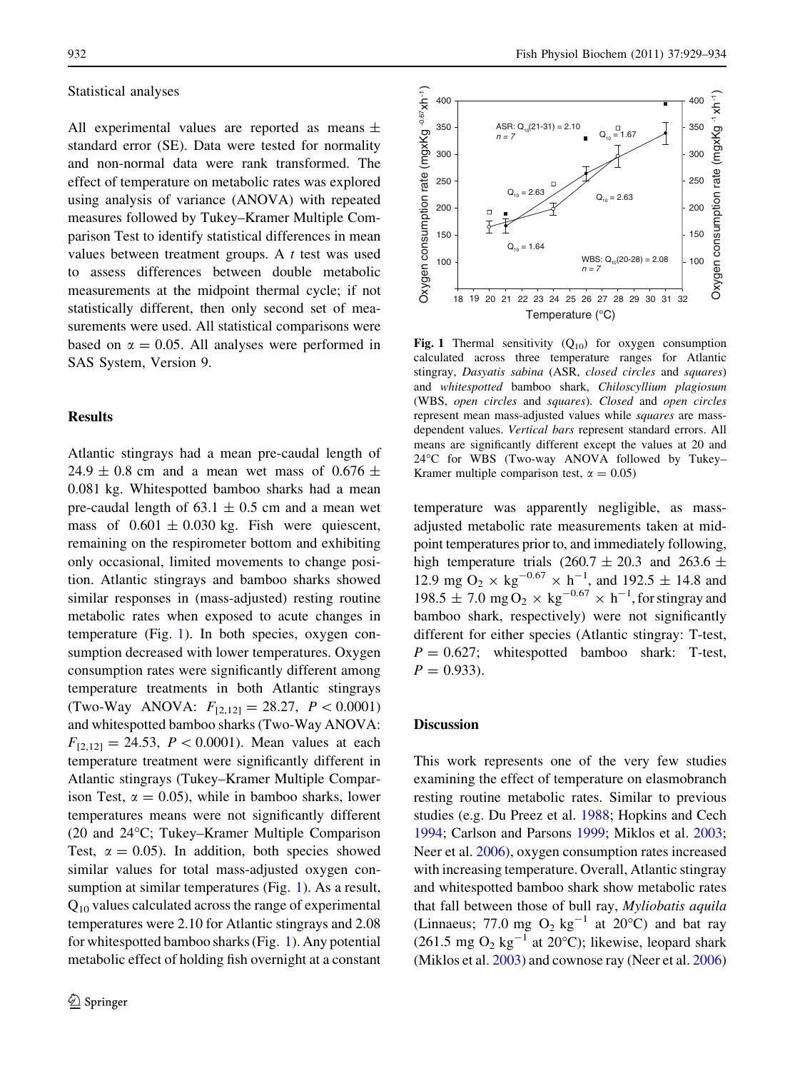Statistical analyses

All experimental values are reported as means ± standard error (SE). Data were tested for normality and non-normal data were rank transformed. The effect of temperature on metabolic rates was explored using analysis of variance (ANOVA) with repeated measures followed by Tukey–Kramer Multiple Comparison Test to identify statistical differences in mean values between treatment groups. A *t* test was used to assess differences between double metabolic measurements at the midpoint thermal cycle; if not statistically different, then only second set of measurements were used. All statistical comparisons were based on $\alpha = 0.05$. All analyses were performed in SAS System, Version 9.

## Results

Atlantic stingrays had a mean pre-caudal length of 24.9 ± 0.8 cm and a mean wet mass of 0.676 ± 0.081 kg. Whitespotted bamboo sharks had a mean pre-caudal length of 63.1 ± 0.5 cm and a mean wet mass of 0.601 ± 0.030 kg. Fish were quiescent, remaining on the respirometer bottom and exhibiting only occasional, limited movements to change position. Atlantic stingrays and bamboo sharks showed similar responses in (mass-adjusted) resting routine metabolic rates when exposed to acute changes in temperature (Fig. 1). In both species, oxygen consumption decreased with lower temperatures. Oxygen consumption rates were significantly different among temperature treatments in both Atlantic stingrays (Two-Way ANOVA: $F_{[2,12]} = 28.27$, $P < 0.0001$) and whitespotted bamboo sharks (Two-Way ANOVA: $F_{[2,12]} = 24.53$, $P < 0.0001$). Mean values at each temperature treatment were significantly different in Atlantic stingrays (Tukey–Kramer Multiple Comparison Test, $\alpha = 0.05$), while in bamboo sharks, lower temperatures means were not significantly different (20 and 24°C; Tukey–Kramer Multiple Comparison Test, $\alpha = 0.05$). In addition, both species showed similar values for total mass-adjusted oxygen consumption at similar temperatures (Fig. 1). As a result, $Q_{10}$ values calculated across the range of experimental temperatures were 2.10 for Atlantic stingrays and 2.08 for whitespotted bamboo sharks (Fig. 1). Any potential metabolic effect of holding fish overnight at a constant temperature was apparently negligible, as mass-adjusted metabolic rate measurements taken at mid-point temperatures prior to, and immediately following, high temperature trials (260.7 ± 20.3 and 263.6 ± 12.9 mg $O_2 \times kg^{-0.67} \times h^{-1}$, and 192.5 ± 14.8 and 198.5 ± 7.0 mg $O_2 \times kg^{-0.67} \times h^{-1}$, for stingray and bamboo shark, respectively) were not significantly different for either species (Atlantic stingray: T-test, $P = 0.627$; whitespotted bamboo shark: T-test, $P = 0.933$).

**Fig. 1** Thermal sensitivity ($Q_{10}$) for oxygen consumption calculated across three temperature ranges for Atlantic stingray, *Dasyatis sabina* (ASR, *closed circles* and *squares*) and *whitespotted* bamboo shark, *Chiloscyllium plagiosum* (WBS, *open circles* and *squares*). *Closed* and *open circles* represent mean mass-adjusted values while *squares* are mass-dependent values. *Vertical bars* represent standard errors. All means are significantly different except the values at 20 and 24°C for WBS (Two-way ANOVA followed by Tukey–Kramer multiple comparison test, $\alpha = 0.05$)

## Discussion

This work represents one of the very few studies examining the effect of temperature on elasmobranch resting routine metabolic rates. Similar to previous studies (e.g. Du Preez et al. 1988; Hopkins and Cech 1994; Carlson and Parsons 1999; Miklos et al. 2003; Neer et al. 2006), oxygen consumption rates increased with increasing temperature. Overall, Atlantic stingray and whitespotted bamboo shark show metabolic rates that fall between those of bull ray, *Myliobatis aquila* (Linnaeus; 77.0 mg $O_2$ $kg^{-1}$ at 20°C) and bat ray (261.5 mg $O_2$ $kg^{-1}$ at 20°C); likewise, leopard shark (Miklos et al. 2003) and cownose ray (Neer et al. 2006)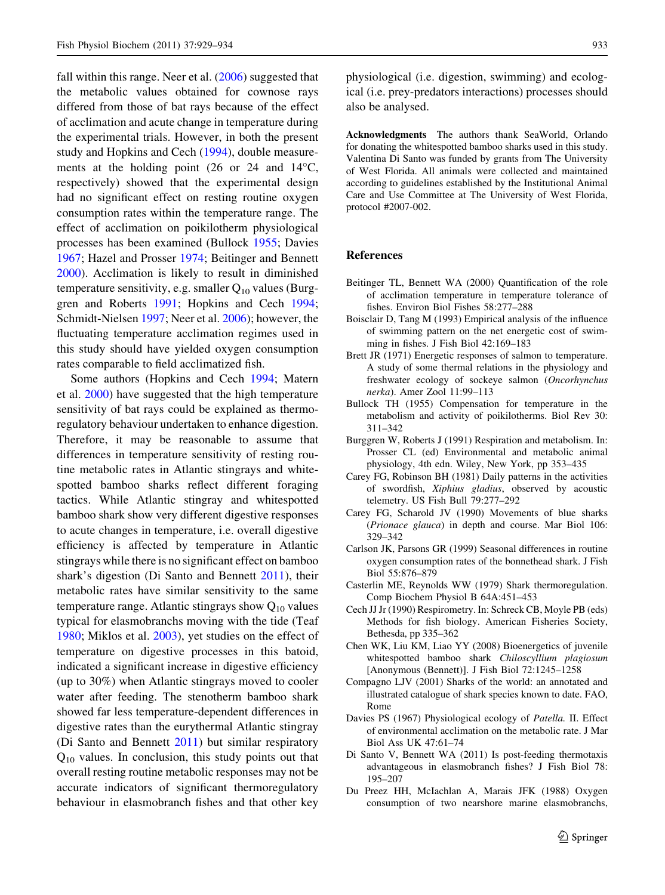fall within this range. Neer et al. (2006) suggested that the metabolic values obtained for cownose rays differed from those of bat rays because of the effect of acclimation and acute change in temperature during the experimental trials. However, in both the present study and Hopkins and Cech (1994), double measurements at the holding point (26 or 24 and 14°C, respectively) showed that the experimental design had no significant effect on resting routine oxygen consumption rates within the temperature range. The effect of acclimation on poikilotherm physiological processes has been examined (Bullock 1955; Davies 1967; Hazel and Prosser 1974; Beitinger and Bennett 2000). Acclimation is likely to result in diminished temperature sensitivity, e.g. smaller $Q_{10}$ values (Burggren and Roberts 1991; Hopkins and Cech 1994; Schmidt-Nielsen 1997; Neer et al. 2006); however, the fluctuating temperature acclimation regimes used in this study should have yielded oxygen consumption rates comparable to field acclimatized fish.

Some authors (Hopkins and Cech 1994; Matern et al. 2000) have suggested that the high temperature sensitivity of bat rays could be explained as thermoregulatory behaviour undertaken to enhance digestion. Therefore, it may be reasonable to assume that differences in temperature sensitivity of resting routine metabolic rates in Atlantic stingrays and whitespotted bamboo sharks reflect different foraging tactics. While Atlantic stingray and whitespotted bamboo shark show very different digestive responses to acute changes in temperature, i.e. overall digestive efficiency is affected by temperature in Atlantic stingrays while there is no significant effect on bamboo shark's digestion (Di Santo and Bennett 2011), their metabolic rates have similar sensitivity to the same temperature range. Atlantic stingrays show $Q_{10}$ values typical for elasmobranchs moving with the tide (Teaf 1980; Miklos et al. 2003), yet studies on the effect of temperature on digestive processes in this batoid, indicated a significant increase in digestive efficiency (up to 30%) when Atlantic stingrays moved to cooler water after feeding. The stenotherm bamboo shark showed far less temperature-dependent differences in digestive rates than the eurythermal Atlantic stingray (Di Santo and Bennett 2011) but similar respiratory $Q_{10}$ values. In conclusion, this study points out that overall resting routine metabolic responses may not be accurate indicators of significant thermoregulatory behaviour in elasmobranch fishes and that other key physiological (i.e. digestion, swimming) and ecological (i.e. prey-predators interactions) processes should also be analysed.

**Acknowledgments** The authors thank SeaWorld, Orlando for donating the whitespotted bamboo sharks used in this study. Valentina Di Santo was funded by grants from The University of West Florida. All animals were collected and maintained according to guidelines established by the Institutional Animal Care and Use Committee at The University of West Florida, protocol #2007-002.

## References

Beitinger TL, Bennett WA (2000) Quantification of the role of acclimation temperature in temperature tolerance of fishes. Environ Biol Fishes 58:277–288

Boisclair D, Tang M (1993) Empirical analysis of the influence of swimming pattern on the net energetic cost of swimming in fishes. J Fish Biol 42:169–183

Brett JR (1971) Energetic responses of salmon to temperature. A study of some thermal relations in the physiology and freshwater ecology of sockeye salmon (*Oncorhynchus nerka*). Amer Zool 11:99–113

Bullock TH (1955) Compensation for temperature in the metabolism and activity of poikilotherms. Biol Rev 30: 311–342

Burggren W, Roberts J (1991) Respiration and metabolism. In: Prosser CL (ed) Environmental and metabolic animal physiology, 4th edn. Wiley, New York, pp 353–435

Carey FG, Robinson BH (1981) Daily patterns in the activities of swordfish, *Xiphius gladius*, observed by acoustic telemetry. US Fish Bull 79:277–292

Carey FG, Scharold JV (1990) Movements of blue sharks (*Prionace glauca*) in depth and course. Mar Biol 106: 329–342

Carlson JK, Parsons GR (1999) Seasonal differences in routine oxygen consumption rates of the bonnethead shark. J Fish Biol 55:876–879

Casterlin ME, Reynolds WW (1979) Shark thermoregulation. Comp Biochem Physiol B 64A:451–453

Cech JJ Jr (1990) Respirometry. In: Schreck CB, Moyle PB (eds) Methods for fish biology. American Fisheries Society, Bethesda, pp 335–362

Chen WK, Liu KM, Liao YY (2008) Bioenergetics of juvenile whitespotted bamboo shark *Chiloscyllium plagiosum* [Anonymous (Bennett)]. J Fish Biol 72:1245–1258

Compagno LJV (2001) Sharks of the world: an annotated and illustrated catalogue of shark species known to date. FAO, Rome

Davies PS (1967) Physiological ecology of *Patella*. II. Effect of environmental acclimation on the metabolic rate. J Mar Biol Ass UK 47:61–74

Di Santo V, Bennett WA (2011) Is post-feeding thermotaxis advantageous in elasmobranch fishes? J Fish Biol 78: 195–207

Du Preez HH, McIachlan A, Marais JFK (1988) Oxygen consumption of two nearshore marine elasmobranchs,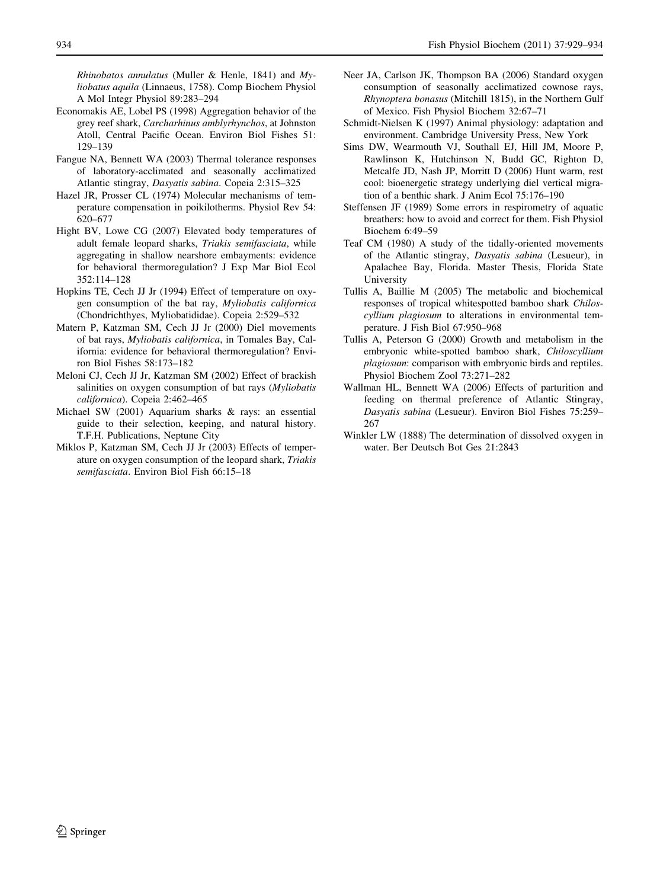*Rhinobatos annulatus* (Muller & Henle, 1841) and *Myliobatus aquila* (Linnaeus, 1758). Comp Biochem Physiol A Mol Integr Physiol 89:283–294

Economakis AE, Lobel PS (1998) Aggregation behavior of the grey reef shark, *Carcharhinus amblyrhynchos*, at Johnston Atoll, Central Pacific Ocean. Environ Biol Fishes 51: 129–139

Fangue NA, Bennett WA (2003) Thermal tolerance responses of laboratory-acclimated and seasonally acclimatized Atlantic stingray, *Dasyatis sabina*. Copeia 2:315–325

Hazel JR, Prosser CL (1974) Molecular mechanisms of temperature compensation in poikilotherms. Physiol Rev 54: 620–677

Hight BV, Lowe CG (2007) Elevated body temperatures of adult female leopard sharks, *Triakis semifasciata*, while aggregating in shallow nearshore embayments: evidence for behavioral thermoregulation? J Exp Mar Biol Ecol 352:114–128

Hopkins TE, Cech JJ Jr (1994) Effect of temperature on oxygen consumption of the bat ray, *Myliobatis californica* (Chondrichthyes, Myliobatididae). Copeia 2:529–532

Matern P, Katzman SM, Cech JJ Jr (2000) Diel movements of bat rays, *Myliobatis californica*, in Tomales Bay, California: evidence for behavioral thermoregulation? Environ Biol Fishes 58:173–182

Meloni CJ, Cech JJ Jr, Katzman SM (2002) Effect of brackish salinities on oxygen consumption of bat rays (*Myliobatis californica*). Copeia 2:462–465

Michael SW (2001) Aquarium sharks & rays: an essential guide to their selection, keeping, and natural history. T.F.H. Publications, Neptune City

Miklos P, Katzman SM, Cech JJ Jr (2003) Effects of temperature on oxygen consumption of the leopard shark, *Triakis semifasciata*. Environ Biol Fish 66:15–18

Neer JA, Carlson JK, Thompson BA (2006) Standard oxygen consumption of seasonally acclimatized cownose rays, *Rhynoptera bonasus* (Mitchill 1815), in the Northern Gulf of Mexico. Fish Physiol Biochem 32:67–71

Schmidt-Nielsen K (1997) Animal physiology: adaptation and environment. Cambridge University Press, New York

Sims DW, Wearmouth VJ, Southall EJ, Hill JM, Moore P, Rawlinson K, Hutchinson N, Budd GC, Righton D, Metcalfe JD, Nash JP, Morritt D (2006) Hunt warm, rest cool: bioenergetic strategy underlying diel vertical migration of a benthic shark. J Anim Ecol 75:176–190

Steffensen JF (1989) Some errors in respirometry of aquatic breathers: how to avoid and correct for them. Fish Physiol Biochem 6:49–59

Teaf CM (1980) A study of the tidally-oriented movements of the Atlantic stingray, *Dasyatis sabina* (Lesueur), in Apalachee Bay, Florida. Master Thesis, Florida State University

Tullis A, Baillie M (2005) The metabolic and biochemical responses of tropical whitespotted bamboo shark *Chiloscyllium plagiosum* to alterations in environmental temperature. J Fish Biol 67:950–968

Tullis A, Peterson G (2000) Growth and metabolism in the embryonic white-spotted bamboo shark, *Chiloscyllium plagiosum*: comparison with embryonic birds and reptiles. Physiol Biochem Zool 73:271–282

Wallman HL, Bennett WA (2006) Effects of parturition and feeding on thermal preference of Atlantic Stingray, *Dasyatis sabina* (Lesueur). Environ Biol Fishes 75:259–267

Winkler LW (1888) The determination of dissolved oxygen in water. Ber Deutsch Bot Ges 21:2843